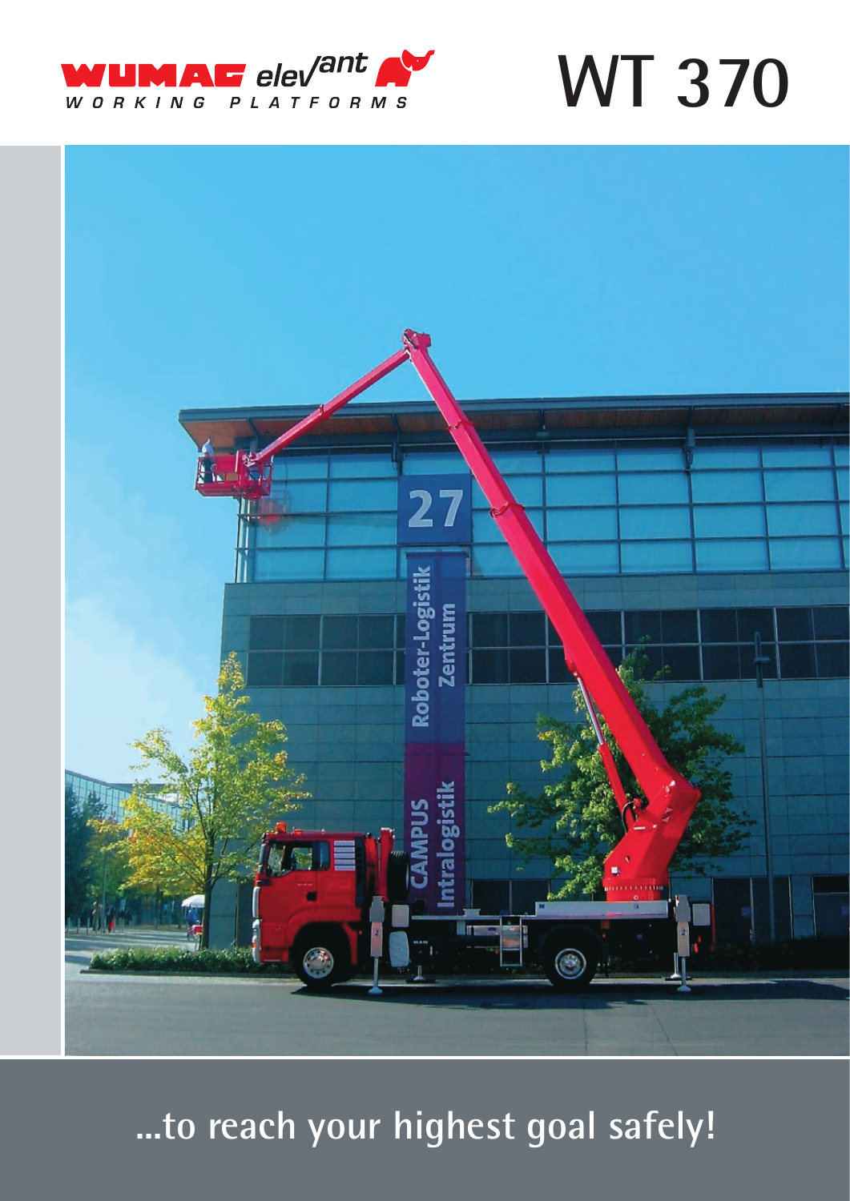WUMAG elevant WORKING PLATFORMS

# WT 370

**...to reach your highest goal safely!**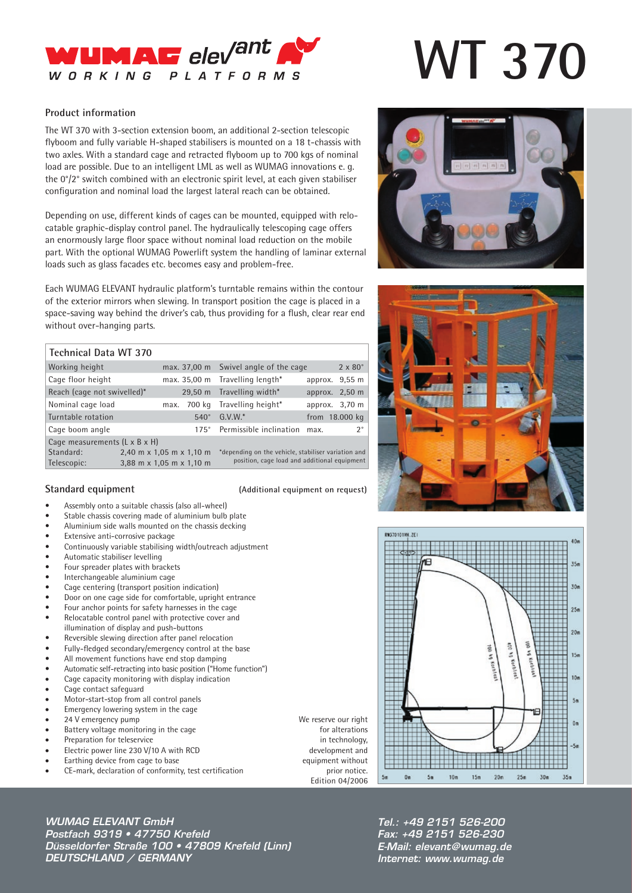# WT 370

WUMAG elevant WORKING PLATFORMS

## Product information

The WT 370 with 3-section extension boom, an additional 2-section telescopic flyboom and fully variable H-shaped stabilisers is mounted on a 18 t-chassis with two axles. With a standard cage and retracted flyboom up to 700 kgs of nominal load are possible. Due to an intelligent LML as well as WUMAG innovations e. g. the 0°/2° switch combined with an electronic spirit level, at each given stabiliser configuration and nominal load the largest lateral reach can be obtained.

Depending on use, different kinds of cages can be mounted, equipped with relocatable graphic-display control panel. The hydraulically telescoping cage offers an enormously large floor space without nominal load reduction on the mobile part. With the optional WUMAG Powerlift system the handling of laminar external loads such as glass facades etc. becomes easy and problem-free.

Each WUMAG ELEVANT hydraulic platform's turntable remains within the contour of the exterior mirrors when slewing. In transport position the cage is placed in a space-saving way behind the driver's cab, thus providing for a flush, clear rear end without over-hanging parts.

## Technical Data WT 370

| | | | |
|---|---|---|---|
| Working height | max. 37,00 m | Swivel angle of the cage | 2 x 80° |
| Cage floor height | max. 35,00 m | Travelling length* | approx. 9,55 m |
| Reach (cage not swivelled)* | 29,50 m | Travelling width* | approx. 2,50 m |
| Nominal cage load | max. 700 kg | Travelling height* | approx. 3,70 m |
| Turntable rotation | 540° | G.V.W.* | from 18.000 kg |
| Cage boom angle | 175° | Permissible inclination | max. 2° |
| Cage measurements (L x B x H) | | | |
| Standard: | 2,40 m x 1,05 m x 1,10 m | *depending on the vehicle, stabiliser variation and position, cage load and additional equipment | |
| Telescopic: | 3,88 m x 1,05 m x 1,10 m | | |

## Standard equipment

(Additional equipment on request)

- Assembly onto a suitable chassis (also all-wheel)
- Stable chassis covering made of aluminium bulb plate
- Aluminium side walls mounted on the chassis decking
- Extensive anti-corrosive package
- Continuously variable stabilising width/outreach adjustment
- Automatic stabiliser levelling
- Four spreader plates with brackets
- Interchangeable aluminium cage
- Cage centering (transport position indication)
- Door on one cage side for comfortable, upright entrance
- Four anchor points for safety harnesses in the cage
- Relocatable control panel with protective cover and illumination of display and push-buttons
- Reversible slewing direction after panel relocation
- Fully-fledged secondary/emergency control at the base
- All movement functions have end stop damping
- Automatic self-retracting into basic position ("Home function")
- Cage capacity monitoring with display indication
- Cage contact safeguard
- Motor-start-stop from all control panels
- Emergency lowering system in the cage
- 24 V emergency pump
- Battery voltage monitoring in the cage
- Preparation for teleservice
- Electric power line 230 V/10 A with RCD
- Earthing device from cage to base
- CE-mark, declaration of conformity, test certification

We reserve our right for alterations in technology, development and equipment without prior notice.
Edition 04/2006

RW37010 1WH.ZEI
40m
35m
30m
25m
20m
15m
10m
5m
0m
-5m
5m 0m 5m 10m 15m 20m 25m 30m 35m
700 kg Korblast
400 kg Korblast
100 kg Korblast

*WUMAG ELEVANT GmbH*
*Postfach 9319 • 47750 Krefeld*
*Düsseldorfer Straße 100 • 47809 Krefeld (Linn)*
*DEUTSCHLAND / GERMANY*

*Tel.: +49 2151 526-200*
*Fax: +49 2151 526-230*
*E-Mail: elevant@wumag.de*
*Internet: www.wumag.de*